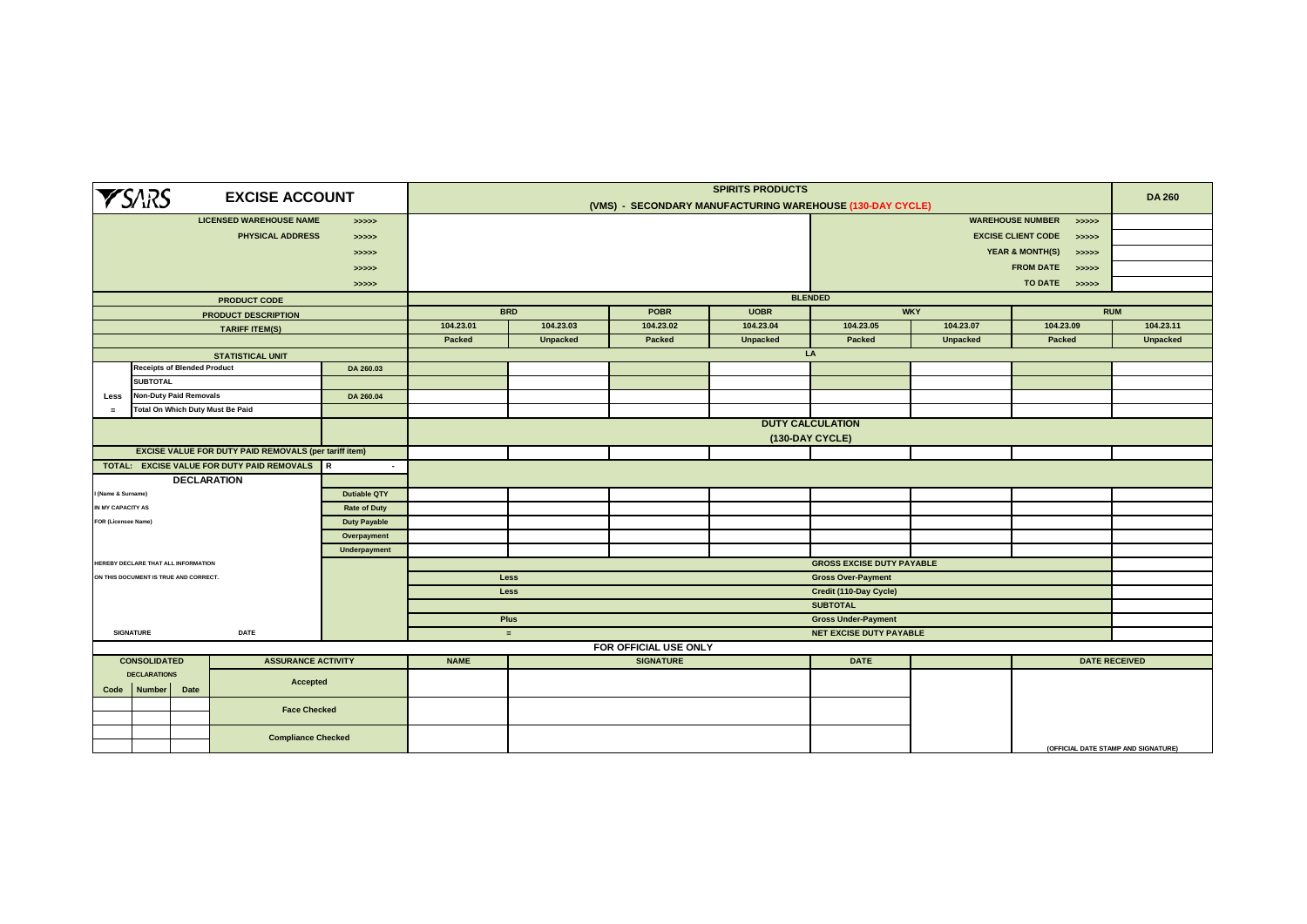# SARS EXCISE ACCOUNT

## SPIRITS PRODUCTS

### (VMS) - SECONDARY MANUFACTURING WAREHOUSE (130-DAY CYCLE)

**DA 260**

| | | | |
|---|---|---|---|
| LICENSED WAREHOUSE NAME | >>>>> | WAREHOUSE NUMBER | >>>>> |
| PHYSICAL ADDRESS | >>>>> | EXCISE CLIENT CODE | >>>>> |
| | >>>>> | YEAR & MONTH(S) | >>>>> |
| | >>>>> | FROM DATE | >>>>> |
| | >>>>> | TO DATE | >>>>> |

| | | | | | | | | | | | |
|---|---|---|---|---|---|---|---|---|---|---|---|
| | PRODUCT CODE | | BLENDED | | | | | | | | |
| | PRODUCT DESCRIPTION | | BRD | | POBR | UOBR | WKY | | RUM | | |
| | TARIFF ITEM(S) | | 104.23.01 | 104.23.03 | 104.23.02 | 104.23.04 | 104.23.05 | 104.23.07 | 104.23.09 | 104.23.11 | |
| | | | Packed | Unpacked | Packed | Unpacked | Packed | Unpacked | Packed | Unpacked | |
| | STATISTICAL UNIT | | LA | | | | | | | | |
| | Receipts of Blended Product | DA 260.03 | | | | | | | | | |
| | SUBTOTAL | | | | | | | | | | |
| Less | Non-Duty Paid Removals | DA 260.04 | | | | | | | | | |
| = | Total On Which Duty Must Be Paid | | | | | | | | | | |
| | | | DUTY CALCULATION (130-DAY CYCLE) | | | | | | | | |
| | EXCISE VALUE FOR DUTY PAID REMOVALS (per tariff item) | | | | | | | | | | |
| | TOTAL: EXCISE VALUE FOR DUTY PAID REMOVALS | R - | | | | | | | | | |

| | | | | | | | | | |
|---|---|---|---|---|---|---|---|---|---|
| **DECLARATION** | | | | | | | | | |
| I (Name & Surname) | Dutiable QTY | | | | | | | | |
| IN MY CAPACITY AS | Rate of Duty | | | | | | | | |
| FOR (Licensee Name) | Duty Payable | | | | | | | | |
| | Overpayment | | | | | | | | |
| | Underpayment | | | | | | | | |
| HEREBY DECLARE THAT ALL INFORMATION | | | | | | GROSS EXCISE DUTY PAYABLE | | | |
| ON THIS DOCUMENT IS TRUE AND CORRECT. | | Less | | | | Gross Over-Payment | | | |
| | | Less | | | | Credit (110-Day Cycle) | | | |
| | | | | | | SUBTOTAL | | | |
| | | Plus | | | | Gross Under-Payment | | | |
| SIGNATURE DATE | | = | | | | NET EXCISE DUTY PAYABLE | | | |

## FOR OFFICIAL USE ONLY

| CONSOLIDATED DECLARATIONS | | | ASSURANCE ACTIVITY | NAME | SIGNATURE | DATE | | DATE RECEIVED |
|---|---|---|---|---|---|---|---|---|
| Code | Number | Date | Accepted | | | | | |
| | | | Face Checked | | | | | |
| | | | | | | | | |
| | | | Compliance Checked | | | | | |
| | | | | | | | | (OFFICIAL DATE STAMP AND SIGNATURE) |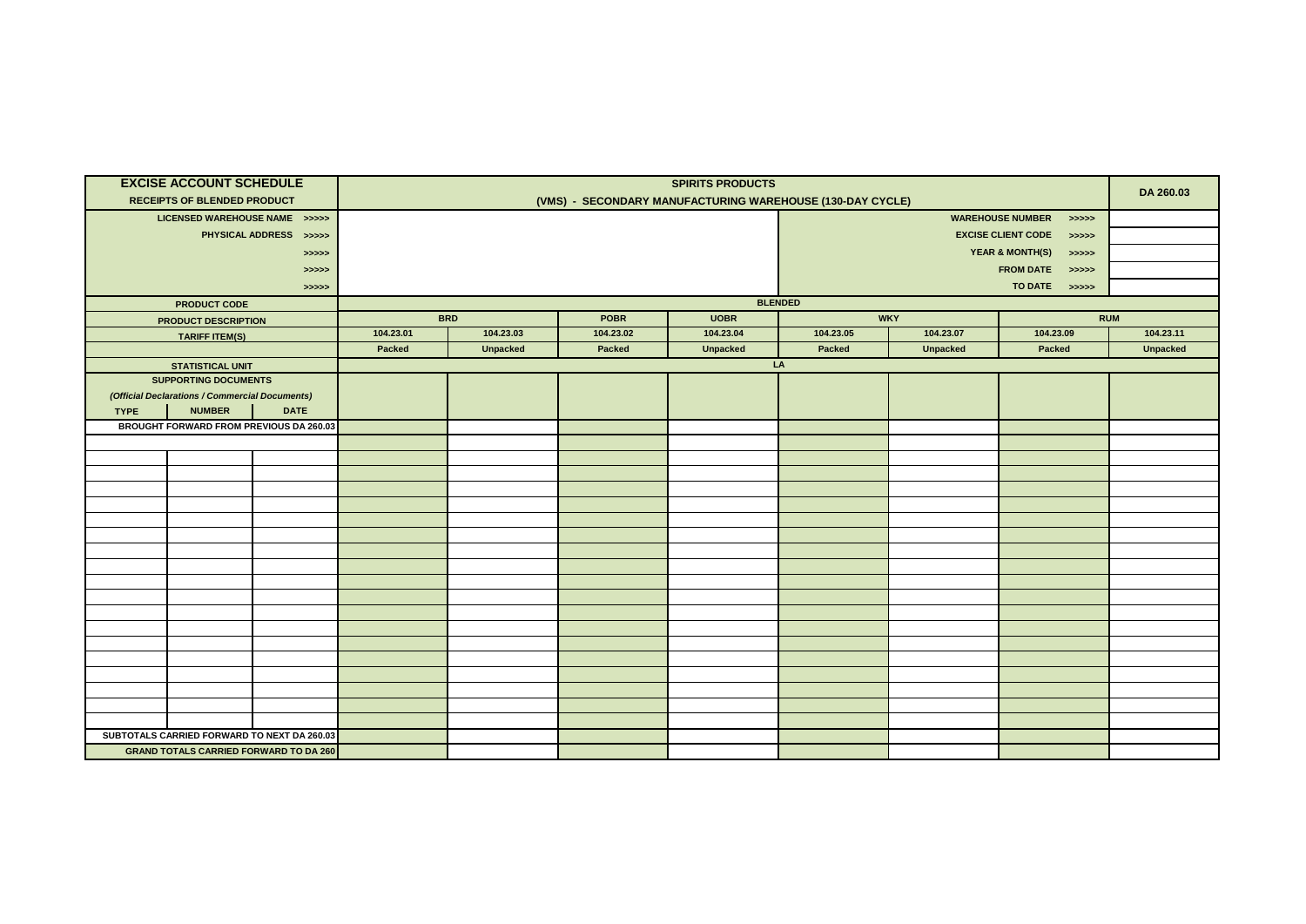| EXCISE ACCOUNT SCHEDULE<br>RECEIPTS OF BLENDED PRODUCT | | | SPIRITS PRODUCTS<br>(VMS) - SECONDARY MANUFACTURING WAREHOUSE (130-DAY CYCLE) | | | | | | | | DA 260.03 |
|---|---|---|---|---|---|---|---|---|---|---|---|
| LICENSED WAREHOUSE NAME >>>>> | | | | | | | WAREHOUSE NUMBER >>>>> | | | | |
| PHYSICAL ADDRESS >>>>> | | | | | | | EXCISE CLIENT CODE >>>>> | | | | |
| >>>>> | | | | | | | YEAR & MONTH(S) >>>>> | | | | |
| >>>>> | | | | | | | FROM DATE >>>>> | | | | |
| >>>>> | | | | | | | TO DATE >>>>> | | | | |
| PRODUCT CODE | | | BLENDED | | | | | | | | |
| PRODUCT DESCRIPTION | | | BRD | | POBR | UOBR | WKY | | RUM | | |
| TARIFF ITEM(S) | | | 104.23.01 | 104.23.03 | 104.23.02 | 104.23.04 | 104.23.05 | 104.23.07 | 104.23.09 | 104.23.11 | |
| | | | Packed | Unpacked | Packed | Unpacked | Packed | Unpacked | Packed | Unpacked | |
| STATISTICAL UNIT | | | LA | | | | | | | | |
| SUPPORTING DOCUMENTS<br>*(Official Declarations / Commercial Documents)* | | | | | | | | | | | |
| TYPE | NUMBER | DATE | | | | | | | | | |
| BROUGHT FORWARD FROM PREVIOUS DA 260.03 | | | | | | | | | | | |
| | | | | | | | | | | | |
| | | | | | | | | | | | |
| | | | | | | | | | | | |
| | | | | | | | | | | | |
| | | | | | | | | | | | |
| | | | | | | | | | | | |
| | | | | | | | | | | | |
| | | | | | | | | | | | |
| | | | | | | | | | | | |
| | | | | | | | | | | | |
| | | | | | | | | | | | |
| | | | | | | | | | | | |
| | | | | | | | | | | | |
| | | | | | | | | | | | |
| | | | | | | | | | | | |
| | | | | | | | | | | | |
| | | | | | | | | | | | |
| | | | | | | | | | | | |
| SUBTOTALS CARRIED FORWARD TO NEXT DA 260.03 | | | | | | | | | | | |
| GRAND TOTALS CARRIED FORWARD TO DA 260 | | | | | | | | | | | |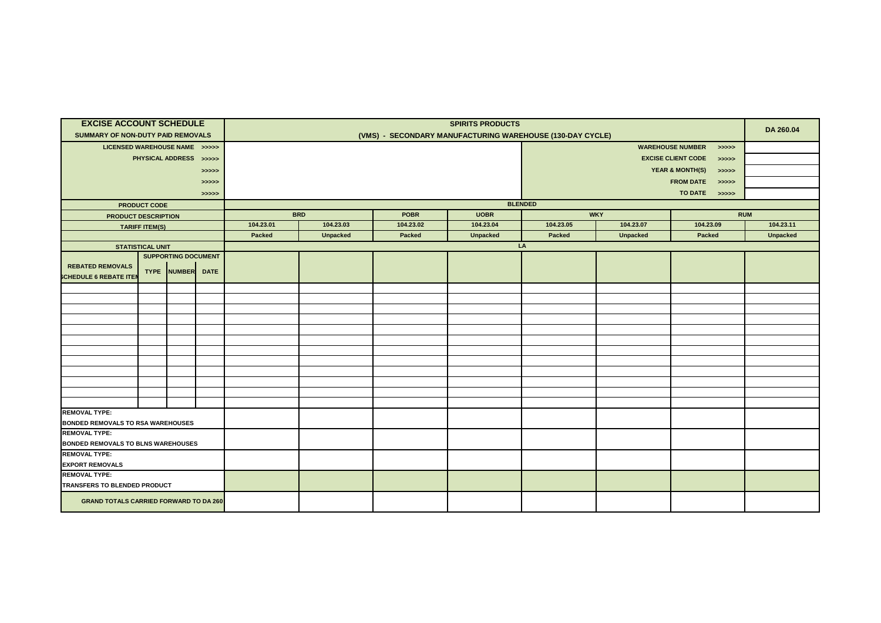| EXCISE ACCOUNT SCHEDULE<br>SUMMARY OF NON-DUTY PAID REMOVALS | | | | SPIRITS PRODUCTS<br>(VMS) - SECONDARY MANUFACTURING WAREHOUSE (130-DAY CYCLE) | | | | | | | | DA 260.04 |
|---|---|---|---|---|---|---|---|---|---|---|---|---|
| LICENSED WAREHOUSE NAME >>>>> | | | | | | | | WAREHOUSE NUMBER >>>>> | | | | |
| PHYSICAL ADDRESS >>>>> | | | | | | | | EXCISE CLIENT CODE >>>>> | | | | |
| >>>>> | | | | | | | | YEAR & MONTH(S) >>>>> | | | | |
| >>>>> | | | | | | | | FROM DATE >>>>> | | | | |
| >>>>> | | | | | | | | TO DATE >>>>> | | | | |
| PRODUCT CODE | | | | BLENDED | | | | | | | | |
| PRODUCT DESCRIPTION | | | | BRD | | POBR | UOBR | WKY | | RUM | | |
| TARIFF ITEM(S) | | | | 104.23.01 | 104.23.03 | 104.23.02 | 104.23.04 | 104.23.05 | 104.23.07 | 104.23.09 | 104.23.11 | |
| | | | | Packed | Unpacked | Packed | Unpacked | Packed | Unpacked | Packed | Unpacked | |
| STATISTICAL UNIT | | | | LA | | | | | | | | |
| REBATED REMOVALS<br>SCHEDULE 6 REBATE ITEM | SUPPORTING DOCUMENT<br>TYPE | NUMBER | DATE | | | | | | | | | |
| | | | | | | | | | | | | |
| | | | | | | | | | | | | |
| | | | | | | | | | | | | |
| | | | | | | | | | | | | |
| | | | | | | | | | | | | |
| | | | | | | | | | | | | |
| | | | | | | | | | | | | |
| | | | | | | | | | | | | |
| | | | | | | | | | | | | |
| | | | | | | | | | | | | |
| | | | | | | | | | | | | |
| | | | | | | | | | | | | |
| REMOVAL TYPE:<br>BONDED REMOVALS TO RSA WAREHOUSES | | | | | | | | | | | | |
| REMOVAL TYPE:<br>BONDED REMOVALS TO BLNS WAREHOUSES | | | | | | | | | | | | |
| REMOVAL TYPE:<br>EXPORT REMOVALS | | | | | | | | | | | | |
| REMOVAL TYPE:<br>TRANSFERS TO BLENDED PRODUCT | | | | | | | | | | | | |
| GRAND TOTALS CARRIED FORWARD TO DA 260 | | | | | | | | | | | | |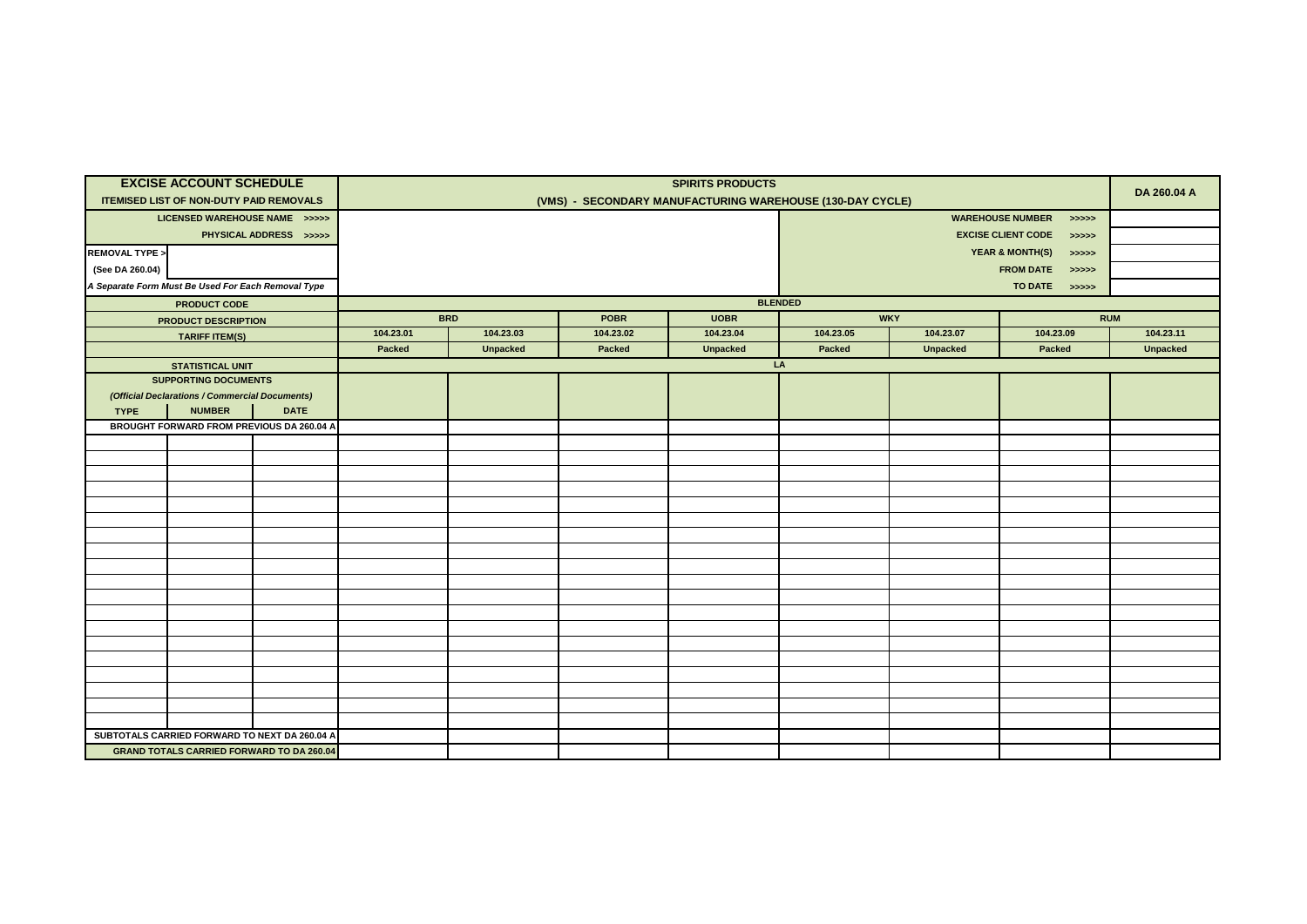| EXCISE ACCOUNT SCHEDULE<br>ITEMISED LIST OF NON-DUTY PAID REMOVALS | | | SPIRITS PRODUCTS<br>(VMS) - SECONDARY MANUFACTURING WAREHOUSE (130-DAY CYCLE) | | | | | | | DA 260.04 A |
|---|---|---|---|---|---|---|---|---|---|---|
| LICENSED WAREHOUSE NAME >>>>> | | | | | | | WAREHOUSE NUMBER >>>>> | | | |
| PHYSICAL ADDRESS >>>>> | | | | | | | EXCISE CLIENT CODE >>>>> | | | |
| REMOVAL TYPE > | | | | | | | YEAR & MONTH(S) >>>>> | | | |
| (See DA 260.04) | | | | | | | FROM DATE >>>>> | | | |
| *A Separate Form Must Be Used For Each Removal Type* | | | | | | | TO DATE >>>>> | | | |
| PRODUCT CODE | | | BLENDED | | | | | | | |
| PRODUCT DESCRIPTION | | | BRD | | POBR | UOBR | WKY | | RUM | |
| TARIFF ITEM(S) | | | 104.23.01 | 104.23.03 | 104.23.02 | 104.23.04 | 104.23.05 | 104.23.07 | 104.23.09 | 104.23.11 |
| | | | Packed | Unpacked | Packed | Unpacked | Packed | Unpacked | Packed | Unpacked |
| STATISTICAL UNIT | | | LA | | | | | | | |
| SUPPORTING DOCUMENTS<br>*(Official Declarations / Commercial Documents)* | | | | | | | | | | |
| TYPE | NUMBER | DATE | | | | | | | | |
| BROUGHT FORWARD FROM PREVIOUS DA 260.04 A | | | | | | | | | | |
| | | | | | | | | | | |
| | | | | | | | | | | |
| | | | | | | | | | | |
| | | | | | | | | | | |
| | | | | | | | | | | |
| | | | | | | | | | | |
| | | | | | | | | | | |
| | | | | | | | | | | |
| | | | | | | | | | | |
| | | | | | | | | | | |
| | | | | | | | | | | |
| | | | | | | | | | | |
| | | | | | | | | | | |
| | | | | | | | | | | |
| | | | | | | | | | | |
| | | | | | | | | | | |
| | | | | | | | | | | |
| | | | | | | | | | | |
| | | | | | | | | | | |
| SUBTOTALS CARRIED FORWARD TO NEXT DA 260.04 A | | | | | | | | | | |
| GRAND TOTALS CARRIED FORWARD TO DA 260.04 | | | | | | | | | | |